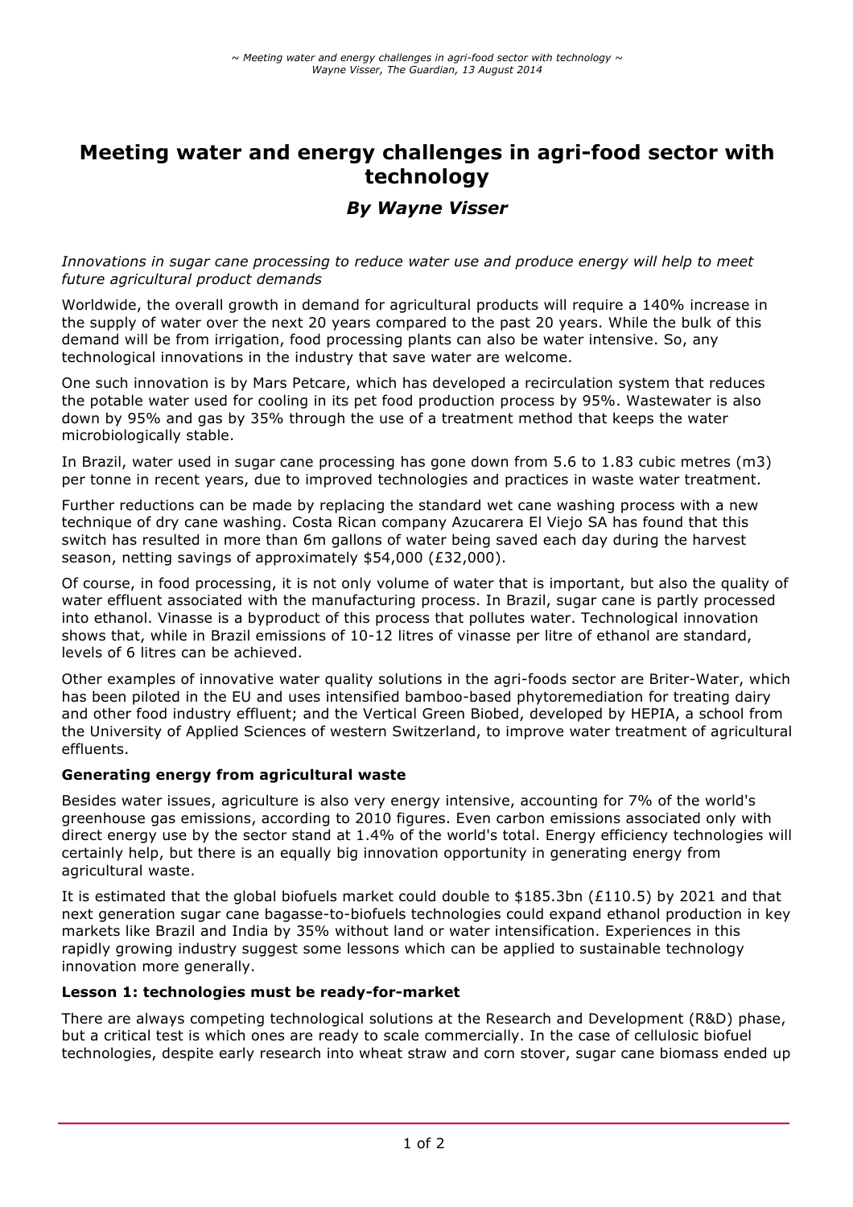# Meeting water and energy challenges in agri-food sector with technology

## *By Wayne Visser*

*Innovations in sugar cane processing to reduce water use and produce energy will help to meet future agricultural product demands*

Worldwide, the overall growth in demand for agricultural products will require a 140% increase in the supply of water over the next 20 years compared to the past 20 years. While the bulk of this demand will be from irrigation, food processing plants can also be water intensive. So, any technological innovations in the industry that save water are welcome.

One such innovation is by Mars Petcare, which has developed a recirculation system that reduces the potable water used for cooling in its pet food production process by 95%. Wastewater is also down by 95% and gas by 35% through the use of a treatment method that keeps the water microbiologically stable.

In Brazil, water used in sugar cane processing has gone down from 5.6 to 1.83 cubic metres (m3) per tonne in recent years, due to improved technologies and practices in waste water treatment.

Further reductions can be made by replacing the standard wet cane washing process with a new technique of dry cane washing. Costa Rican company Azucarera El Viejo SA has found that this switch has resulted in more than 6m gallons of water being saved each day during the harvest season, netting savings of approximately $54,000 (£32,000).

Of course, in food processing, it is not only volume of water that is important, but also the quality of water effluent associated with the manufacturing process. In Brazil, sugar cane is partly processed into ethanol. Vinasse is a byproduct of this process that pollutes water. Technological innovation shows that, while in Brazil emissions of 10-12 litres of vinasse per litre of ethanol are standard, levels of 6 litres can be achieved.

Other examples of innovative water quality solutions in the agri-foods sector are Briter-Water, which has been piloted in the EU and uses intensified bamboo-based phytoremediation for treating dairy and other food industry effluent; and the Vertical Green Biobed, developed by HEPIA, a school from the University of Applied Sciences of western Switzerland, to improve water treatment of agricultural effluents.

### Generating energy from agricultural waste

Besides water issues, agriculture is also very energy intensive, accounting for 7% of the world's greenhouse gas emissions, according to 2010 figures. Even carbon emissions associated only with direct energy use by the sector stand at 1.4% of the world's total. Energy efficiency technologies will certainly help, but there is an equally big innovation opportunity in generating energy from agricultural waste.

It is estimated that the global biofuels market could double to $185.3bn (£110.5) by 2021 and that next generation sugar cane bagasse-to-biofuels technologies could expand ethanol production in key markets like Brazil and India by 35% without land or water intensification. Experiences in this rapidly growing industry suggest some lessons which can be applied to sustainable technology innovation more generally.

### Lesson 1: technologies must be ready-for-market

There are always competing technological solutions at the Research and Development (R&D) phase, but a critical test is which ones are ready to scale commercially. In the case of cellulosic biofuel technologies, despite early research into wheat straw and corn stover, sugar cane biomass ended up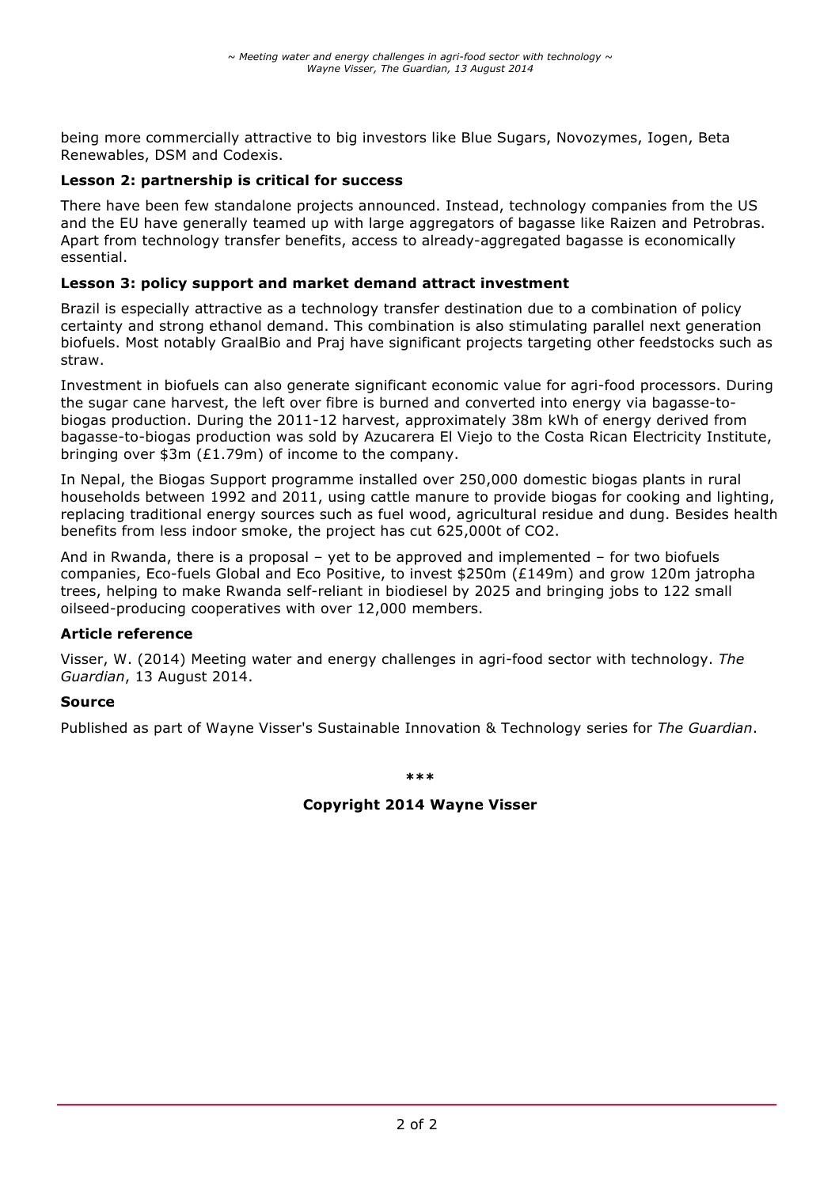being more commercially attractive to big investors like Blue Sugars, Novozymes, Iogen, Beta Renewables, DSM and Codexis.

**Lesson 2: partnership is critical for success**

There have been few standalone projects announced. Instead, technology companies from the US and the EU have generally teamed up with large aggregators of bagasse like Raizen and Petrobras. Apart from technology transfer benefits, access to already-aggregated bagasse is economically essential.

**Lesson 3: policy support and market demand attract investment**

Brazil is especially attractive as a technology transfer destination due to a combination of policy certainty and strong ethanol demand. This combination is also stimulating parallel next generation biofuels. Most notably GraalBio and Praj have significant projects targeting other feedstocks such as straw.

Investment in biofuels can also generate significant economic value for agri-food processors. During the sugar cane harvest, the left over fibre is burned and converted into energy via bagasse-to-biogas production. During the 2011-12 harvest, approximately 38m kWh of energy derived from bagasse-to-biogas production was sold by Azucarera El Viejo to the Costa Rican Electricity Institute, bringing over $3m (£1.79m) of income to the company.

In Nepal, the Biogas Support programme installed over 250,000 domestic biogas plants in rural households between 1992 and 2011, using cattle manure to provide biogas for cooking and lighting, replacing traditional energy sources such as fuel wood, agricultural residue and dung. Besides health benefits from less indoor smoke, the project has cut 625,000t of $CO_2$.

And in Rwanda, there is a proposal – yet to be approved and implemented – for two biofuels companies, Eco-fuels Global and Eco Positive, to invest $250m (£149m) and grow 120m jatropha trees, helping to make Rwanda self-reliant in biodiesel by 2025 and bringing jobs to 122 small oilseed-producing cooperatives with over 12,000 members.

**Article reference**

Visser, W. (2014) Meeting water and energy challenges in agri-food sector with technology. *The Guardian*, 13 August 2014.

**Source**

Published as part of Wayne Visser's Sustainable Innovation & Technology series for *The Guardian*.

***

**Copyright 2014 Wayne Visser**